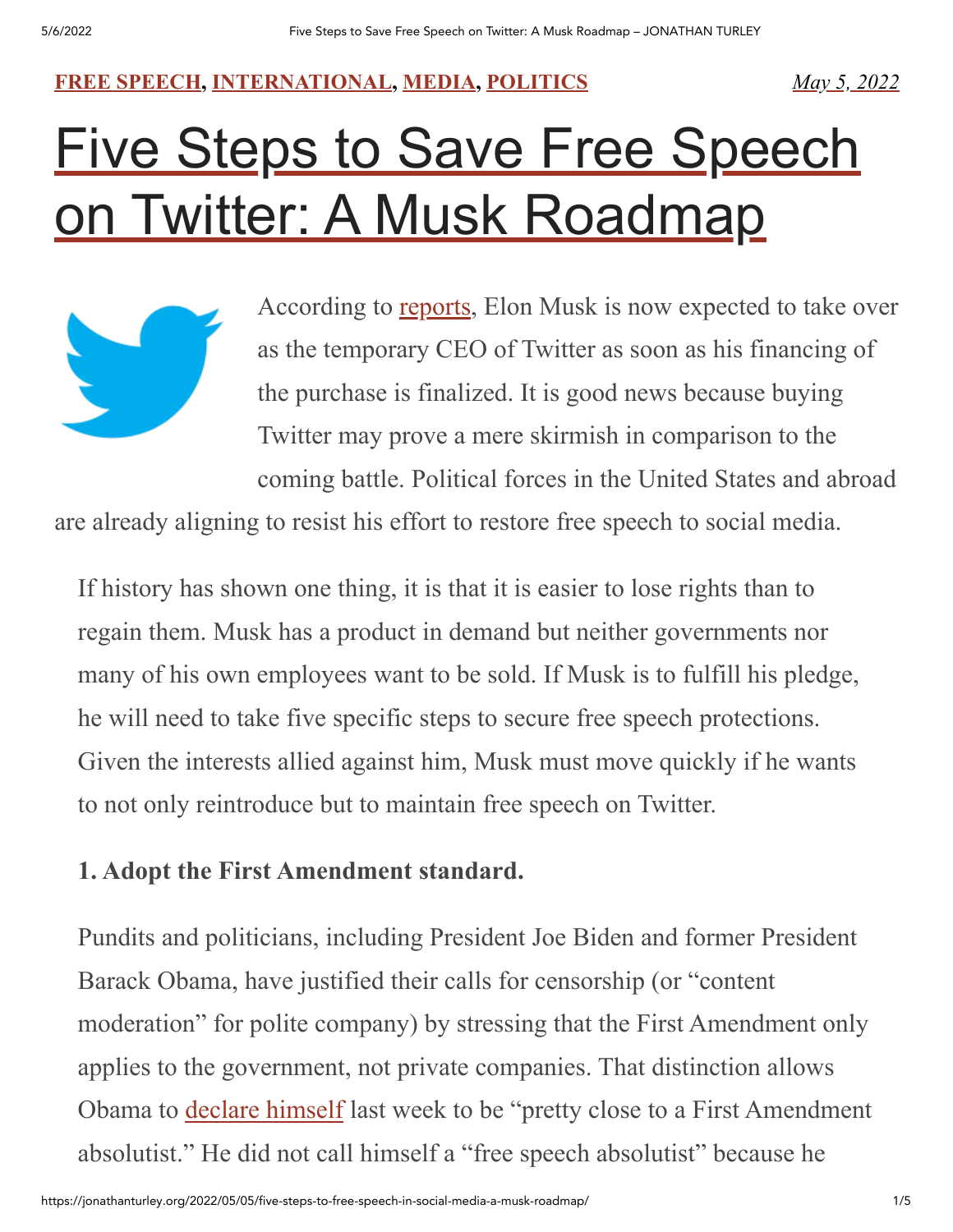[FREE SPEECH](#), [INTERNATIONAL](#), [MEDIA](#), [POLITICS](#) *May 5, 2022*

# Five Steps to Save Free Speech on Twitter: A Musk Roadmap

According to reports, Elon Musk is now expected to take over as the temporary CEO of Twitter as soon as his financing of the purchase is finalized. It is good news because buying Twitter may prove a mere skirmish in comparison to the coming battle. Political forces in the United States and abroad are already aligning to resist his effort to restore free speech to social media.

If history has shown one thing, it is that it is easier to lose rights than to regain them. Musk has a product in demand but neither governments nor many of his own employees want to be sold. If Musk is to fulfill his pledge, he will need to take five specific steps to secure free speech protections. Given the interests allied against him, Musk must move quickly if he wants to not only reintroduce but to maintain free speech on Twitter.

**1. Adopt the First Amendment standard.**

Pundits and politicians, including President Joe Biden and former President Barack Obama, have justified their calls for censorship (or "content moderation" for polite company) by stressing that the First Amendment only applies to the government, not private companies. That distinction allows Obama to declare himself last week to be "pretty close to a First Amendment absolutist." He did not call himself a "free speech absolutist" because he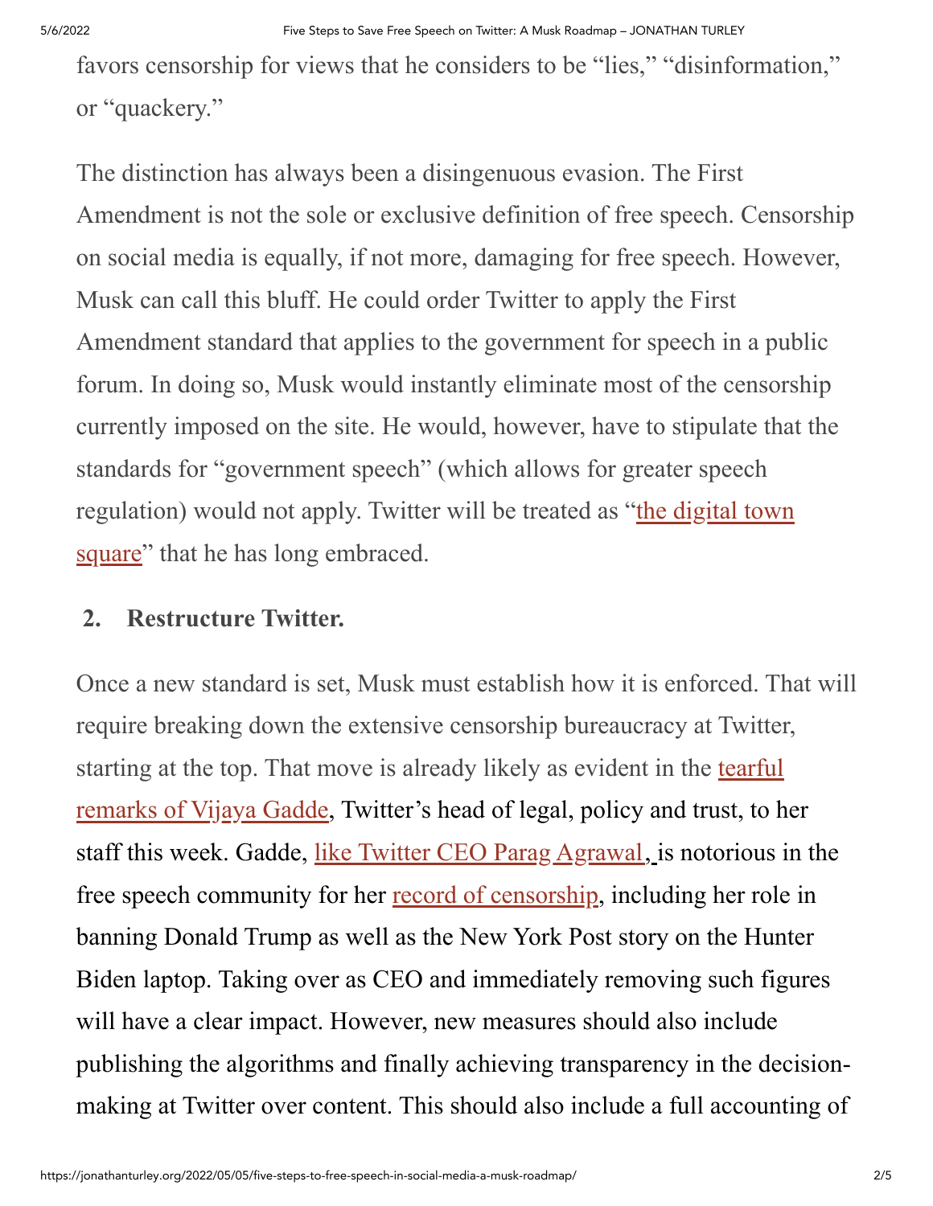favors censorship for views that he considers to be "lies," "disinformation," or "quackery."

The distinction has always been a disingenuous evasion. The First Amendment is not the sole or exclusive definition of free speech. Censorship on social media is equally, if not more, damaging for free speech. However, Musk can call this bluff. He could order Twitter to apply the First Amendment standard that applies to the government for speech in a public forum. In doing so, Musk would instantly eliminate most of the censorship currently imposed on the site. He would, however, have to stipulate that the standards for "government speech" (which allows for greater speech regulation) would not apply. Twitter will be treated as "the digital town square" that he has long embraced.

## 2. Restructure Twitter.

Once a new standard is set, Musk must establish how it is enforced. That will require breaking down the extensive censorship bureaucracy at Twitter, starting at the top. That move is already likely as evident in the tearful remarks of Vijaya Gadde, Twitter's head of legal, policy and trust, to her staff this week. Gadde, like Twitter CEO Parag Agrawal, is notorious in the free speech community for her record of censorship, including her role in banning Donald Trump as well as the New York Post story on the Hunter Biden laptop. Taking over as CEO and immediately removing such figures will have a clear impact. However, new measures should also include publishing the algorithms and finally achieving transparency in the decision-making at Twitter over content. This should also include a full accounting of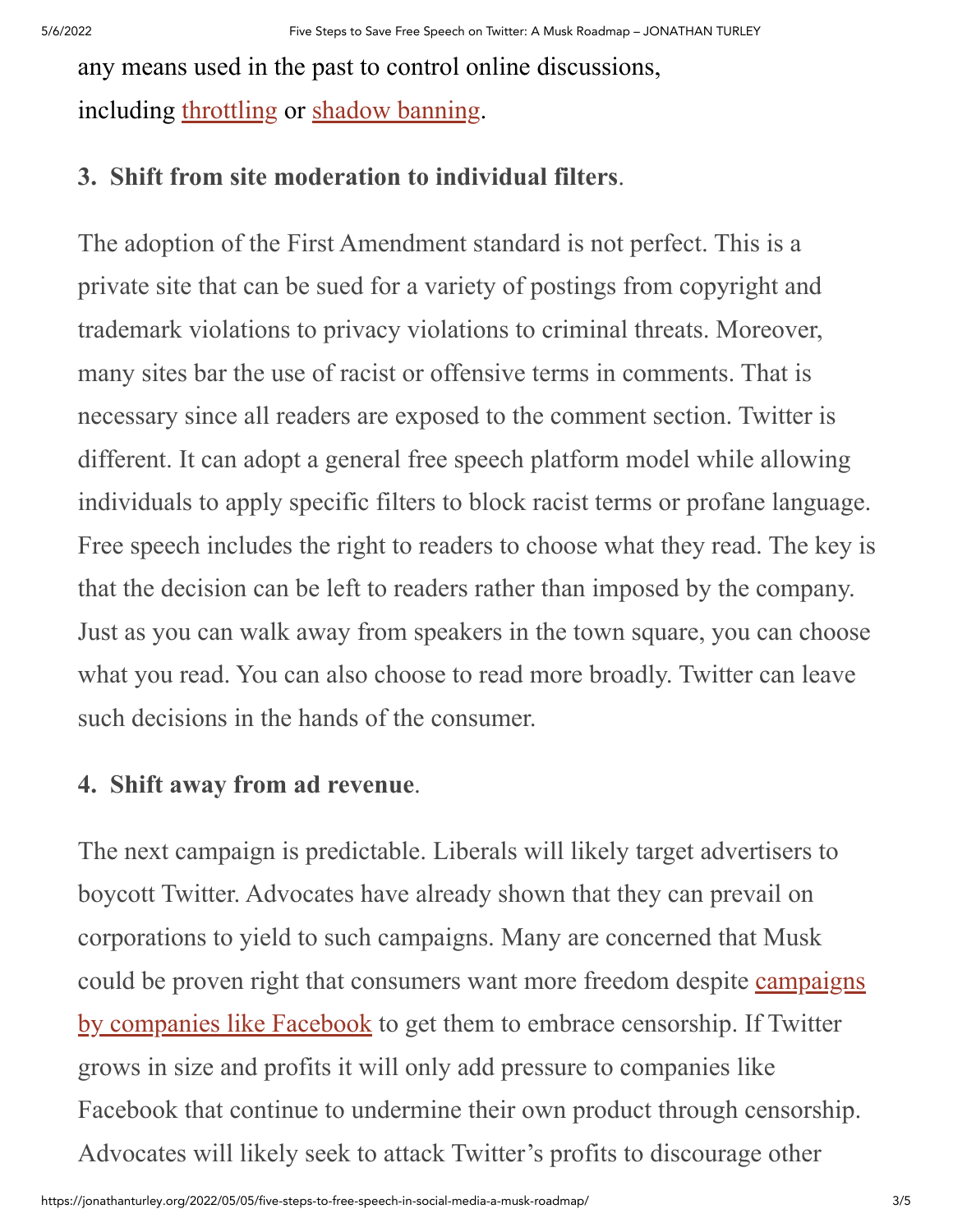any means used in the past to control online discussions, including [throttling] or [shadow banning].

**3. Shift from site moderation to individual filters**.

The adoption of the First Amendment standard is not perfect. This is a private site that can be sued for a variety of postings from copyright and trademark violations to privacy violations to criminal threats. Moreover, many sites bar the use of racist or offensive terms in comments. That is necessary since all readers are exposed to the comment section. Twitter is different. It can adopt a general free speech platform model while allowing individuals to apply specific filters to block racist terms or profane language. Free speech includes the right to readers to choose what they read. The key is that the decision can be left to readers rather than imposed by the company. Just as you can walk away from speakers in the town square, you can choose what you read. You can also choose to read more broadly. Twitter can leave such decisions in the hands of the consumer.

**4. Shift away from ad revenue**.

The next campaign is predictable. Liberals will likely target advertisers to boycott Twitter. Advocates have already shown that they can prevail on corporations to yield to such campaigns. Many are concerned that Musk could be proven right that consumers want more freedom despite [campaigns by companies like Facebook] to get them to embrace censorship. If Twitter grows in size and profits it will only add pressure to companies like Facebook that continue to undermine their own product through censorship. Advocates will likely seek to attack Twitter's profits to discourage other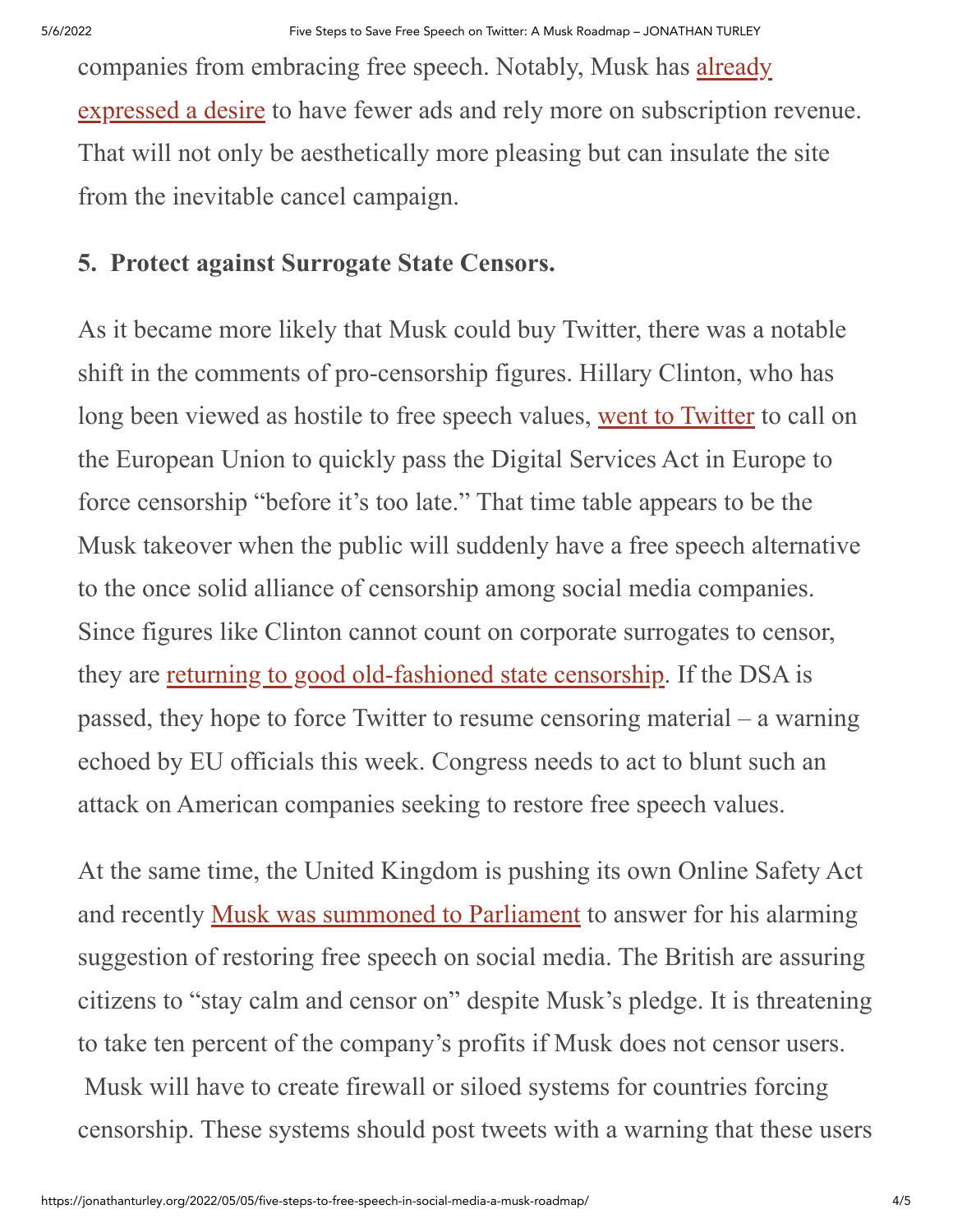companies from embracing free speech. Notably, Musk has already expressed a desire to have fewer ads and rely more on subscription revenue. That will not only be aesthetically more pleasing but can insulate the site from the inevitable cancel campaign.

### 5. Protect against Surrogate State Censors.

As it became more likely that Musk could buy Twitter, there was a notable shift in the comments of pro-censorship figures. Hillary Clinton, who has long been viewed as hostile to free speech values, went to Twitter to call on the European Union to quickly pass the Digital Services Act in Europe to force censorship "before it's too late." That time table appears to be the Musk takeover when the public will suddenly have a free speech alternative to the once solid alliance of censorship among social media companies. Since figures like Clinton cannot count on corporate surrogates to censor, they are returning to good old-fashioned state censorship. If the DSA is passed, they hope to force Twitter to resume censoring material – a warning echoed by EU officials this week. Congress needs to act to blunt such an attack on American companies seeking to restore free speech values.

At the same time, the United Kingdom is pushing its own Online Safety Act and recently Musk was summoned to Parliament to answer for his alarming suggestion of restoring free speech on social media. The British are assuring citizens to "stay calm and censor on" despite Musk's pledge. It is threatening to take ten percent of the company's profits if Musk does not censor users. Musk will have to create firewall or siloed systems for countries forcing censorship. These systems should post tweets with a warning that these users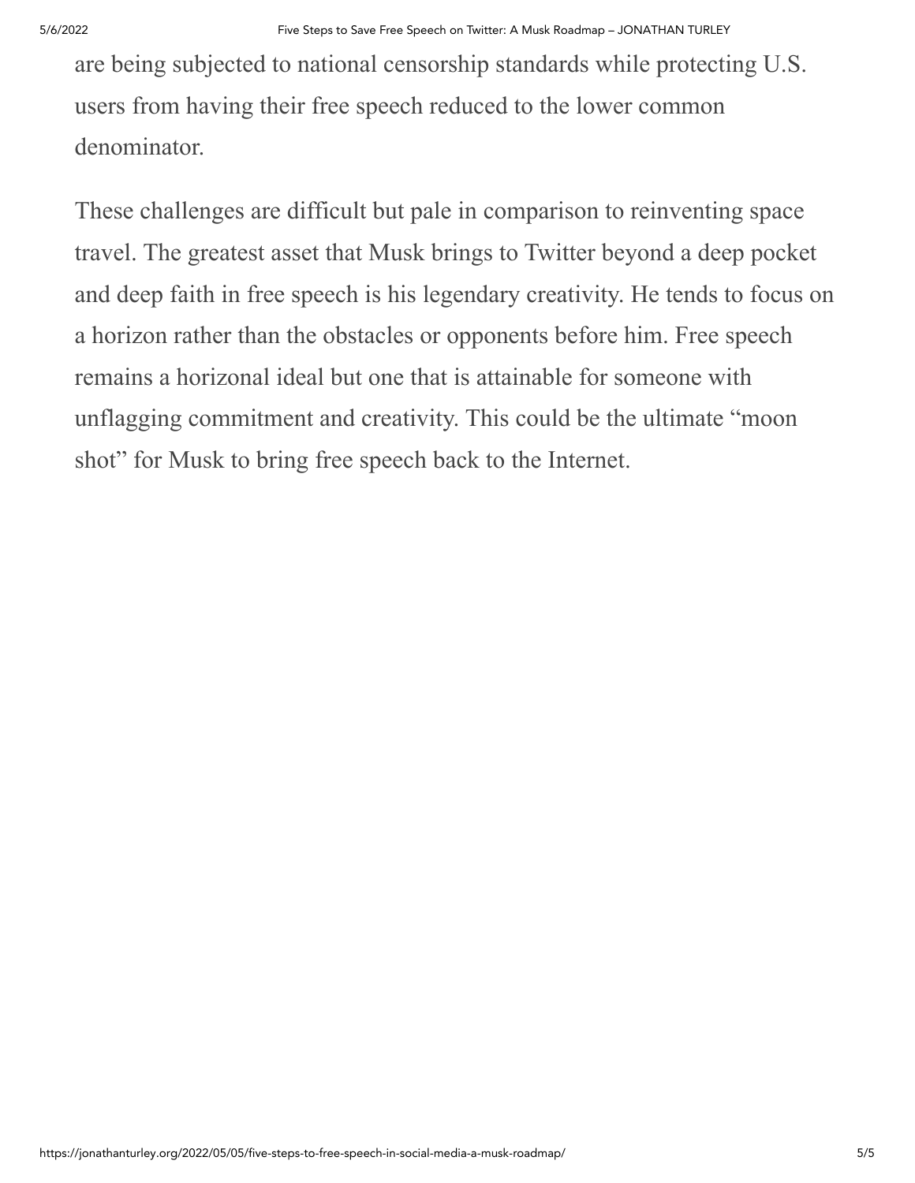are being subjected to national censorship standards while protecting U.S. users from having their free speech reduced to the lower common denominator.

These challenges are difficult but pale in comparison to reinventing space travel. The greatest asset that Musk brings to Twitter beyond a deep pocket and deep faith in free speech is his legendary creativity. He tends to focus on a horizon rather than the obstacles or opponents before him. Free speech remains a horizonal ideal but one that is attainable for someone with unflagging commitment and creativity. This could be the ultimate "moon shot" for Musk to bring free speech back to the Internet.